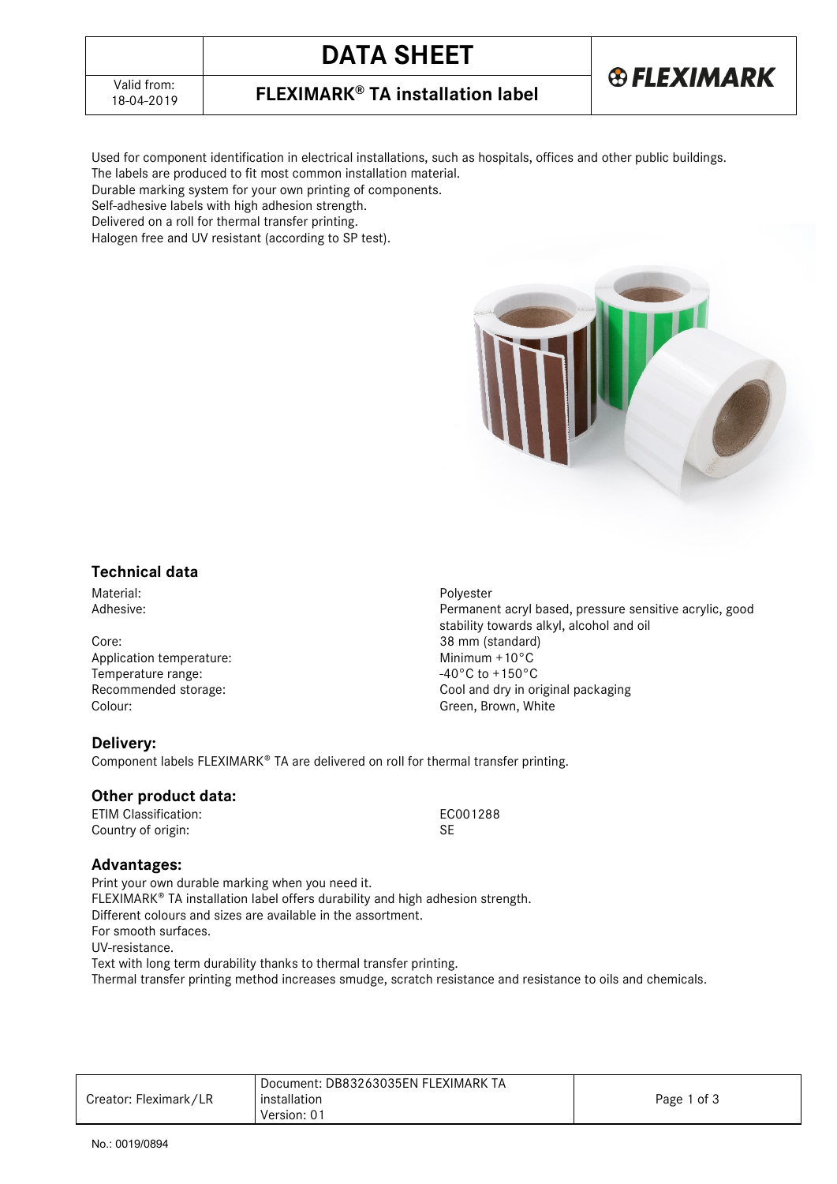# DATA SHEET

## FLEXIMARK® TA installation label

Valid from: 18-04-2019

Used for component identification in electrical installations, such as hospitals, offices and other public buildings.
The labels are produced to fit most common installation material.
Durable marking system for your own printing of components.
Self-adhesive labels with high adhesion strength.
Delivered on a roll for thermal transfer printing.
Halogen free and UV resistant (according to SP test).

### Technical data

| | |
|---|---|
| Material: | Polyester |
| Adhesive: | Permanent acryl based, pressure sensitive acrylic, good stability towards alkyl, alcohol and oil |
| Core: | 38 mm (standard) |
| Application temperature: | Minimum +10°C |
| Temperature range: | -40°C to +150°C |
| Recommended storage: | Cool and dry in original packaging |
| Colour: | Green, Brown, White |

### Delivery:

Component labels FLEXIMARK® TA are delivered on roll for thermal transfer printing.

### Other product data:

| | |
|---|---|
| ETIM Classification: | EC001288 |
| Country of origin: | SE |

### Advantages:

Print your own durable marking when you need it.
FLEXIMARK® TA installation label offers durability and high adhesion strength.
Different colours and sizes are available in the assortment.
For smooth surfaces.
UV-resistance.
Text with long term durability thanks to thermal transfer printing.
Thermal transfer printing method increases smudge, scratch resistance and resistance to oils and chemicals.

| Creator: Fleximark/LR | Document: DB83263035EN FLEXIMARK TA installation Version: 01 |
|---|---|

No.: 0019/0894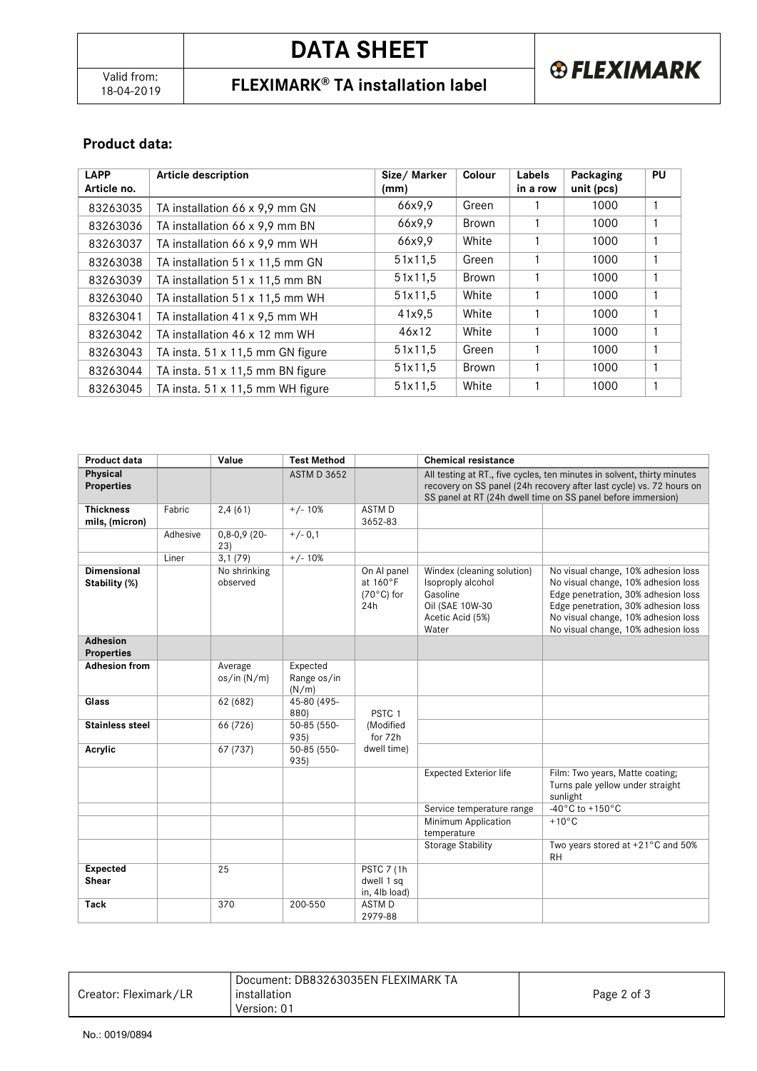## Product data:

| LAPP Article no. | Article description | Size/ Marker (mm) | Colour | Labels in a row | Packaging unit (pcs) | PU |
|---|---|---|---|---|---|---|
| 83263035 | TA installation 66 x 9,9 mm GN | 66x9,9 | Green | 1 | 1000 | 1 |
| 83263036 | TA installation 66 x 9,9 mm BN | 66x9,9 | Brown | 1 | 1000 | 1 |
| 83263037 | TA installation 66 x 9,9 mm WH | 66x9,9 | White | 1 | 1000 | 1 |
| 83263038 | TA installation 51 x 11,5 mm GN | 51x11,5 | Green | 1 | 1000 | 1 |
| 83263039 | TA installation 51 x 11,5 mm BN | 51x11,5 | Brown | 1 | 1000 | 1 |
| 83263040 | TA installation 51 x 11,5 mm WH | 51x11,5 | White | 1 | 1000 | 1 |
| 83263041 | TA installation 41 x 9,5 mm WH | 41x9,5 | White | 1 | 1000 | 1 |
| 83263042 | TA installation 46 x 12 mm WH | 46x12 | White | 1 | 1000 | 1 |
| 83263043 | TA insta. 51 x 11,5 mm GN figure | 51x11,5 | Green | 1 | 1000 | 1 |
| 83263044 | TA insta. 51 x 11,5 mm BN figure | 51x11,5 | Brown | 1 | 1000 | 1 |
| 83263045 | TA insta. 51 x 11,5 mm WH figure | 51x11,5 | White | 1 | 1000 | 1 |

| Product data | | Value | Test Method | | Chemical resistance | |
|---|---|---|---|---|---|---|
| **Physical Properties** | | | ASTM D 3652 | | All testing at RT., five cycles, ten minutes in solvent, thirty minutes recovery on SS panel (24h recovery after last cycle) vs. 72 hours on SS panel at RT (24h dwell time on SS panel before immersion) | |
| **Thickness mils, (micron)** | Fabric | 2,4 (61) | +/- 10% | ASTM D 3652-83 | | |
| | Adhesive | 0,8-0,9 (20-23) | +/- 0,1 | | | |
| | Liner | 3,1 (79) | +/- 10% | | | |
| **Dimensional Stability (%)** | | No shrinking observed | | On Al panel at 160°F (70°C) for 24h | Windex (cleaning solution)<br>Isopropyl alcohol<br>Gasoline<br>Oil (SAE 10W-30<br>Acetic Acid (5%)<br>Water | No visual change, 10% adhesion loss<br>No visual change, 10% adhesion loss<br>Edge penetration, 30% adhesion loss<br>Edge penetration, 30% adhesion loss<br>No visual change, 10% adhesion loss<br>No visual change, 10% adhesion loss |
| **Adhesion Properties** | | | | | | |
| **Adhesion from** | | Average os/in (N/m) | Expected Range os/in (N/m) | | | |
| **Glass** | | 62 (682) | 45-80 (495-880) | PSTC 1 (Modified for 72h dwell time) | | |
| **Stainless steel** | | 66 (726) | 50-85 (550-935) | | | |
| **Acrylic** | | 67 (737) | 50-85 (550-935) | | | |
| | | | | | Expected Exterior life | Film: Two years, Matte coating; Turns pale yellow under straight sunlight |
| | | | | | Service temperature range | -40°C to +150°C |
| | | | | | Minimum Application temperature | +10°C |
| | | | | | Storage Stability | Two years stored at +21°C and 50% RH |
| **Expected Shear** | | 25 | | PSTC 7 (1h dwell 1 sq in, 4lb load) | | |
| **Tack** | | 370 | 200-550 | ASTM D 2979-88 | | |

| Creator: Fleximark/LR | Document: DB83263035EN FLEXIMARK TA installation<br>Version: 01 |
|---|---|

No.: 0019/0894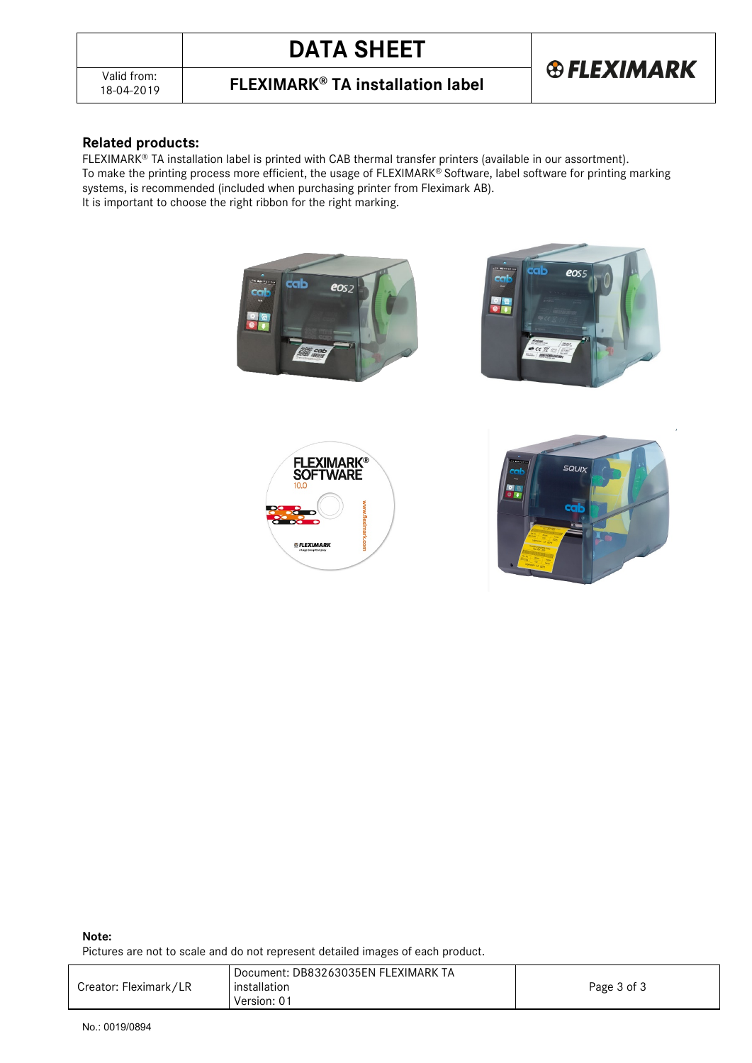## Related products:

FLEXIMARK® TA installation label is printed with CAB thermal transfer printers (available in our assortment).
To make the printing process more efficient, the usage of FLEXIMARK® Software, label software for printing marking systems, is recommended (included when purchasing printer from Fleximark AB).
It is important to choose the right ribbon for the right marking.

**Note:**
Pictures are not to scale and do not represent detailed images of each product.